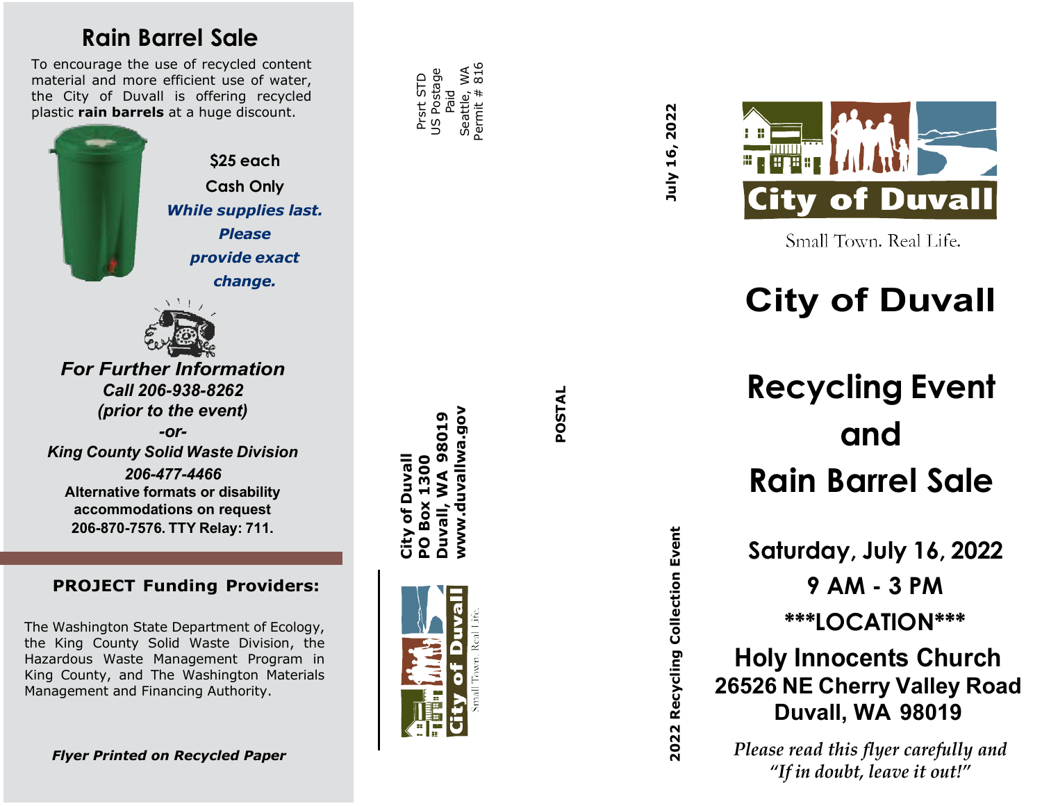## Rain Barrel Sale

To encourage the use of recycled content material and more efficient use of water, the City of Duvall is offering recycled plastic **rain barrels** at a huge discount.

**$25 each**

**Cash Only**

***While supplies last.***

***Please provide exact change.***

***For Further Information***

***Call 206-938-8262***

***(prior to the event)***

***-or-***

***King County Solid Waste Division***

***206-477-4466***

**Alternative formats or disability accommodations on request 206-870-7576. TTY Relay: 711.**

### PROJECT Funding Providers:

The Washington State Department of Ecology, the King County Solid Waste Division, the Hazardous Waste Management Program in King County, and The Washington Materials Management and Financing Authority.

***Flyer Printed on Recycled Paper***

Prsrt STD
US Postage
Paid
Seattle, WA
Permit # 816

**City of Duvall**
**PO Box 1300**
**Duvall, WA 98019**
**www.duvallwa.gov**

City of Duvall
Small Town. Real Life.

**POSTAL**

**July 16, 2022**

**2022 Recycling Collection Event**

City of Duvall

Small Town. Real Life.

# City of Duvall

# Recycling Event and Rain Barrel Sale

**Saturday, July 16, 2022**

**9 AM - 3 PM**

**\*\*\*LOCATION\*\*\***

**Holy Innocents Church**
**26526 NE Cherry Valley Road**
**Duvall, WA 98019**

*Please read this flyer carefully and "If in doubt, leave it out!"*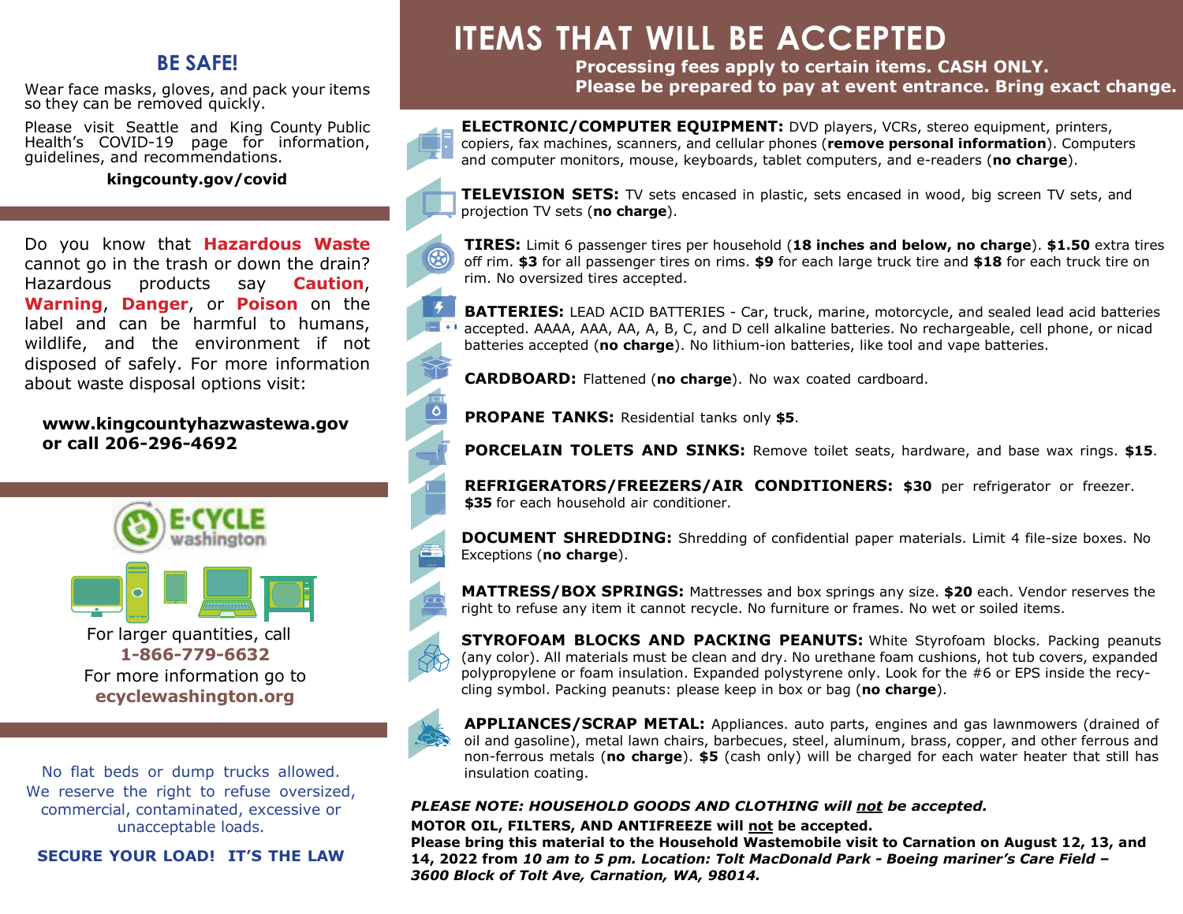## BE SAFE!

Wear face masks, gloves, and pack your items so they can be removed quickly.

Please visit Seattle and King County Public Health's COVID-19 page for information, guidelines, and recommendations.

**kingcounty.gov/covid**

Do you know that **Hazardous Waste** cannot go in the trash or down the drain? Hazardous products say **Caution**, **Warning**, **Danger**, or **Poison** on the label and can be harmful to humans, wildlife, and the environment if not disposed of safely. For more information about waste disposal options visit:

**www.kingcountyhazwastewa.gov or call 206-296-4692**

E-CYCLE washington

For larger quantities, call **1-866-779-6632**
For more information go to **ecyclewashington.org**

No flat beds or dump trucks allowed. We reserve the right to refuse oversized, commercial, contaminated, excessive or unacceptable loads.

**SECURE YOUR LOAD! IT'S THE LAW**

# ITEMS THAT WILL BE ACCEPTED

**Processing fees apply to certain items. CASH ONLY.**
**Please be prepared to pay at event entrance. Bring exact change.**

**ELECTRONIC/COMPUTER EQUIPMENT:** DVD players, VCRs, stereo equipment, printers, copiers, fax machines, scanners, and cellular phones (**remove personal information**). Computers and computer monitors, mouse, keyboards, tablet computers, and e-readers (**no charge**).

**TELEVISION SETS:** TV sets encased in plastic, sets encased in wood, big screen TV sets, and projection TV sets (**no charge**).

**TIRES:** Limit 6 passenger tires per household (**18 inches and below, no charge**). **$1.50** extra tires off rim. **$3** for all passenger tires on rims. **$9** for each large truck tire and **$18** for each truck tire on rim. No oversized tires accepted.

**BATTERIES:** LEAD ACID BATTERIES - Car, truck, marine, motorcycle, and sealed lead acid batteries accepted. AAAA, AAA, AA, A, B, C, and D cell alkaline batteries. No rechargeable, cell phone, or nicad batteries accepted (**no charge**). No lithium-ion batteries, like tool and vape batteries.

**CARDBOARD:** Flattened (**no charge**). No wax coated cardboard.

**PROPANE TANKS:** Residential tanks only **$5**.

**PORCELAIN TOLETS AND SINKS:** Remove toilet seats, hardware, and base wax rings. **$15**.

**REFRIGERATORS/FREEZERS/AIR CONDITIONERS:** **$30** per refrigerator or freezer. **$35** for each household air conditioner.

**DOCUMENT SHREDDING:** Shredding of confidential paper materials. Limit 4 file-size boxes. No Exceptions (**no charge**).

**MATTRESS/BOX SPRINGS:** Mattresses and box springs any size. **$20** each. Vendor reserves the right to refuse any item it cannot recycle. No furniture or frames. No wet or soiled items.

**STYROFOAM BLOCKS AND PACKING PEANUTS:** White Styrofoam blocks. Packing peanuts (any color). All materials must be clean and dry. No urethane foam cushions, hot tub covers, expanded polypropylene or foam insulation. Expanded polystyrene only. Look for the #6 or EPS inside the recycling symbol. Packing peanuts: please keep in box or bag (**no charge**).

**APPLIANCES/SCRAP METAL:** Appliances. auto parts, engines and gas lawnmowers (drained of oil and gasoline), metal lawn chairs, barbecues, steel, aluminum, brass, copper, and other ferrous and non-ferrous metals (**no charge**). **$5** (cash only) will be charged for each water heater that still has insulation coating.

***PLEASE NOTE: HOUSEHOLD GOODS AND CLOTHING will <u>not</u> be accepted.***

**MOTOR OIL, FILTERS, AND ANTIFREEZE will <u>not</u> be accepted.**
**Please bring this material to the Household Wastemobile visit to Carnation on August 12, 13, and 14, 2022 from *10 am to 5 pm. Location: Tolt MacDonald Park - Boeing mariner's Care Field – 3600 Block of Tolt Ave, Carnation, WA, 98014.***